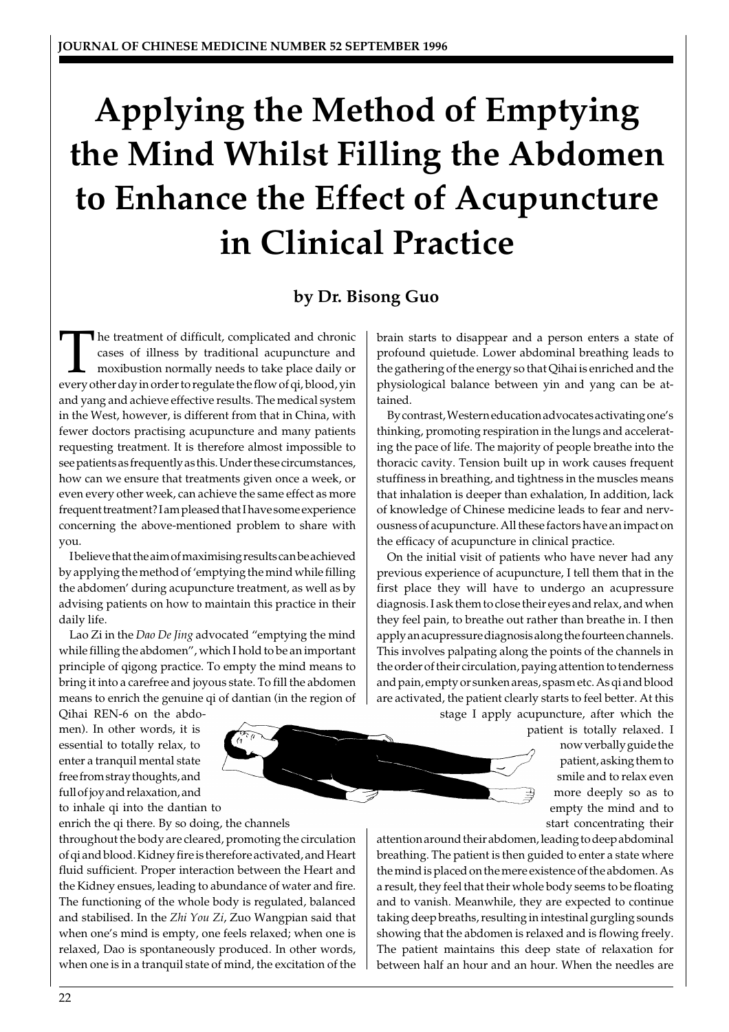# Applying the Method of Emptying the Mind Whilst Filling the Abdomen to Enhance the Effect of Acupuncture in Clinical Practice

**by Dr. Bisong Guo**

The treatment of difficult, complicated and chronic cases of illness by traditional acupuncture and moxibustion normally needs to take place daily or every other day in order to regulate the flow of qi, blood, yin and yang and achieve effective results. The medical system in the West, however, is different from that in China, with fewer doctors practising acupuncture and many patients requesting treatment. It is therefore almost impossible to see patients as frequently as this. Under these circumstances, how can we ensure that treatments given once a week, or even every other week, can achieve the same effect as more frequent treatment? I am pleased that I have some experience concerning the above-mentioned problem to share with you.

I believe that the aim of maximising results can be achieved by applying the method of 'emptying the mind while filling the abdomen' during acupuncture treatment, as well as by advising patients on how to maintain this practice in their daily life.

Lao Zi in the *Dao De Jing* advocated "emptying the mind while filling the abdomen", which I hold to be an important principle of qigong practice. To empty the mind means to bring it into a carefree and joyous state. To fill the abdomen means to enrich the genuine qi of dantian (in the region of Qihai REN-6 on the abdomen). In other words, it is essential to totally relax, to enter a tranquil mental state free from stray thoughts, and full of joy and relaxation, and to inhale qi into the dantian to enrich the qi there. By so doing, the channels throughout the body are cleared, promoting the circulation of qi and blood. Kidney fire is therefore activated, and Heart fluid sufficient. Proper interaction between the Heart and the Kidney ensues, leading to abundance of water and fire. The functioning of the whole body is regulated, balanced and stabilised. In the *Zhi You Zi*, Zuo Wangpian said that when one's mind is empty, one feels relaxed; when one is relaxed, Dao is spontaneously produced. In other words, when one is in a tranquil state of mind, the excitation of the brain starts to disappear and a person enters a state of profound quietude. Lower abdominal breathing leads to the gathering of the energy so that Qihai is enriched and the physiological balance between yin and yang can be attained.

By contrast, Western education advocates activating one's thinking, promoting respiration in the lungs and accelerating the pace of life. The majority of people breathe into the thoracic cavity. Tension built up in work causes frequent stuffiness in breathing, and tightness in the muscles means that inhalation is deeper than exhalation, In addition, lack of knowledge of Chinese medicine leads to fear and nervousness of acupuncture. All these factors have an impact on the efficacy of acupuncture in clinical practice.

On the initial visit of patients who have never had any previous experience of acupuncture, I tell them that in the first place they will have to undergo an acupressure diagnosis. I ask them to close their eyes and relax, and when they feel pain, to breathe out rather than breathe in. I then apply an acupressure diagnosis along the fourteen channels. This involves palpating along the points of the channels in the order of their circulation, paying attention to tenderness and pain, empty or sunken areas, spasm etc. As qi and blood are activated, the patient clearly starts to feel better. At this stage I apply acupuncture, after which the patient is totally relaxed. I now verbally guide the patient, asking them to smile and to relax even more deeply so as to empty the mind and to start concentrating their attention around their abdomen, leading to deep abdominal breathing. The patient is then guided to enter a state where the mind is placed on the mere existence of the abdomen. As a result, they feel that their whole body seems to be floating and to vanish. Meanwhile, they are expected to continue taking deep breaths, resulting in intestinal gurgling sounds showing that the abdomen is relaxed and is flowing freely. The patient maintains this deep state of relaxation for between half an hour and an hour. When the needles are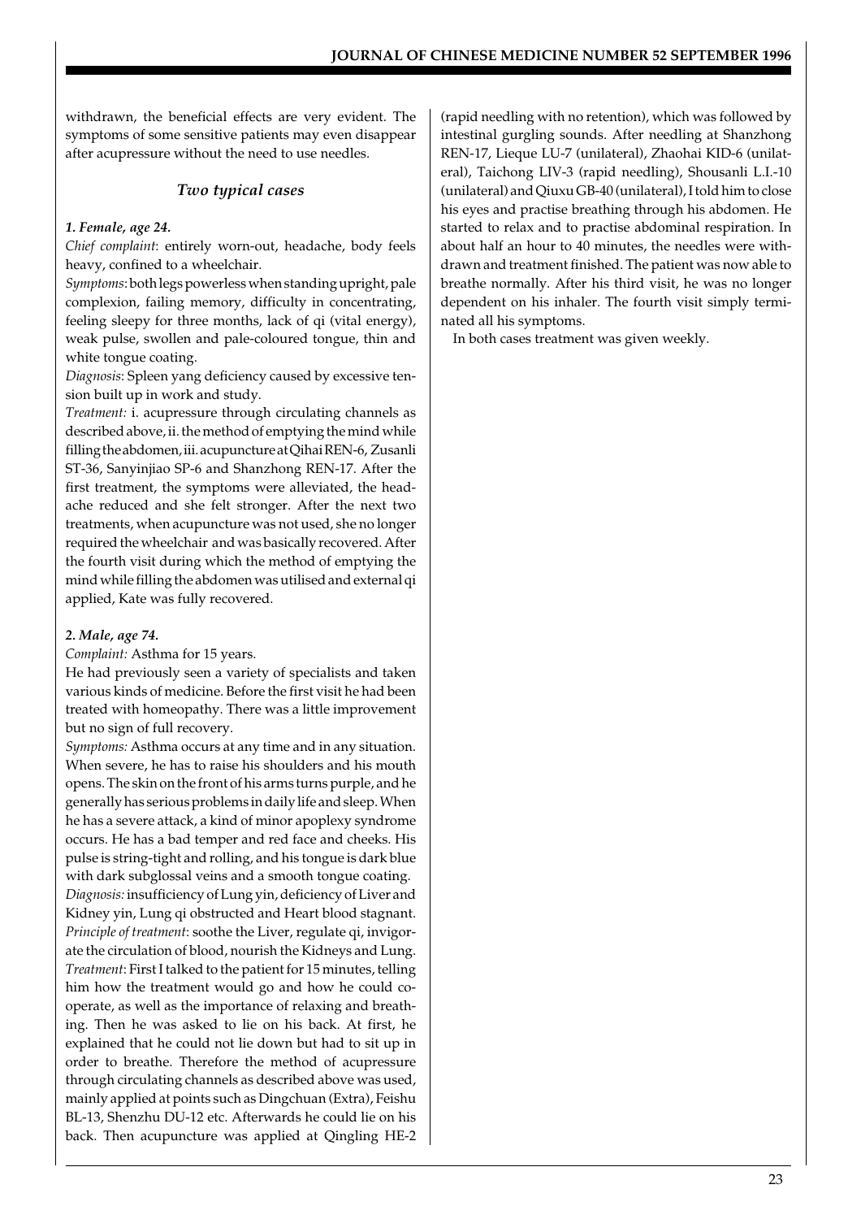withdrawn, the beneficial effects are very evident. The symptoms of some sensitive patients may even disappear after acupressure without the need to use needles.

### *Two typical cases*

***1. Female, age 24.***

*Chief complaint*: entirely worn-out, headache, body feels heavy, confined to a wheelchair.

*Symptoms*: both legs powerless when standing upright, pale complexion, failing memory, difficulty in concentrating, feeling sleepy for three months, lack of qi (vital energy), weak pulse, swollen and pale-coloured tongue, thin and white tongue coating.

*Diagnosis*: Spleen yang deficiency caused by excessive tension built up in work and study.

*Treatment:* i. acupressure through circulating channels as described above, ii. the method of emptying the mind while filling the abdomen, iii. acupuncture at Qihai REN-6, Zusanli ST-36, Sanyinjiao SP-6 and Shanzhong REN-17. After the first treatment, the symptoms were alleviated, the headache reduced and she felt stronger. After the next two treatments, when acupuncture was not used, she no longer required the wheelchair and was basically recovered. After the fourth visit during which the method of emptying the mind while filling the abdomen was utilised and external qi applied, Kate was fully recovered.

***2. Male, age 74.***

*Complaint:* Asthma for 15 years.

He had previously seen a variety of specialists and taken various kinds of medicine. Before the first visit he had been treated with homeopathy. There was a little improvement but no sign of full recovery.

*Symptoms:* Asthma occurs at any time and in any situation. When severe, he has to raise his shoulders and his mouth opens. The skin on the front of his arms turns purple, and he generally has serious problems in daily life and sleep. When he has a severe attack, a kind of minor apoplexy syndrome occurs. He has a bad temper and red face and cheeks. His pulse is string-tight and rolling, and his tongue is dark blue with dark subglossal veins and a smooth tongue coating.

*Diagnosis:* insufficiency of Lung yin, deficiency of Liver and Kidney yin, Lung qi obstructed and Heart blood stagnant.

*Principle of treatment*: soothe the Liver, regulate qi, invigorate the circulation of blood, nourish the Kidneys and Lung.

*Treatment*: First I talked to the patient for 15 minutes, telling him how the treatment would go and how he could co-operate, as well as the importance of relaxing and breathing. Then he was asked to lie on his back. At first, he explained that he could not lie down but had to sit up in order to breathe. Therefore the method of acupressure through circulating channels as described above was used, mainly applied at points such as Dingchuan (Extra), Feishu BL-13, Shenzhu DU-12 etc. Afterwards he could lie on his back. Then acupuncture was applied at Qingling HE-2 (rapid needling with no retention), which was followed by intestinal gurgling sounds. After needling at Shanzhong REN-17, Lieque LU-7 (unilateral), Zhaohai KID-6 (unilateral), Taichong LIV-3 (rapid needling), Shousanli L.I.-10 (unilateral) and Qiuxu GB-40 (unilateral), I told him to close his eyes and practise breathing through his abdomen. He started to relax and to practise abdominal respiration. In about half an hour to 40 minutes, the needles were withdrawn and treatment finished. The patient was now able to breathe normally. After his third visit, he was no longer dependent on his inhaler. The fourth visit simply terminated all his symptoms.

In both cases treatment was given weekly.